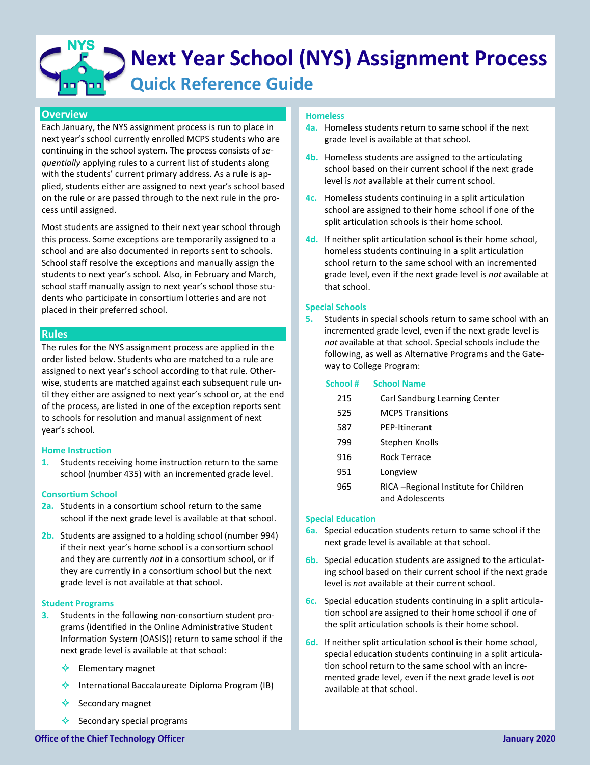# Next Year School (NYS) Assignment Process

## Quick Reference Guide

### Overview

Each January, the NYS assignment process is run to place in next year's school currently enrolled MCPS students who are continuing in the school system. The process consists of *sequentially* applying rules to a current list of students along with the students' current primary address. As a rule is applied, students either are assigned to next year's school based on the rule or are passed through to the next rule in the process until assigned.

Most students are assigned to their next year school through this process. Some exceptions are temporarily assigned to a school and are also documented in reports sent to schools. School staff resolve the exceptions and manually assign the students to next year's school. Also, in February and March, school staff manually assign to next year's school those students who participate in consortium lotteries and are not placed in their preferred school.

### Rules

The rules for the NYS assignment process are applied in the order listed below. Students who are matched to a rule are assigned to next year's school according to that rule. Otherwise, students are matched against each subsequent rule until they either are assigned to next year's school or, at the end of the process, are listed in one of the exception reports sent to schools for resolution and manual assignment of next year's school.

#### Home Instruction

**1.** Students receiving home instruction return to the same school (number 435) with an incremented grade level.

#### Consortium School

**2a.** Students in a consortium school return to the same school if the next grade level is available at that school.

**2b.** Students are assigned to a holding school (number 994) if their next year's home school is a consortium school and they are currently *not* in a consortium school, or if they are currently in a consortium school but the next grade level is not available at that school.

#### Student Programs

**3.** Students in the following non-consortium student programs (identified in the Online Administrative Student Information System (OASIS)) return to same school if the next grade level is available at that school:

- Elementary magnet
- International Baccalaureate Diploma Program (IB)
- Secondary magnet
- Secondary special programs

#### Homeless

**4a.** Homeless students return to same school if the next grade level is available at that school.

**4b.** Homeless students are assigned to the articulating school based on their current school if the next grade level is *not* available at their current school.

**4c.** Homeless students continuing in a split articulation school are assigned to their home school if one of the split articulation schools is their home school.

**4d.** If neither split articulation school is their home school, homeless students continuing in a split articulation school return to the same school with an incremented grade level, even if the next grade level is *not* available at that school.

#### Special Schools

**5.** Students in special schools return to same school with an incremented grade level, even if the next grade level is *not* available at that school. Special schools include the following, as well as Alternative Programs and the Gateway to College Program:

| School # | School Name |
|---|---|
| 215 | Carl Sandburg Learning Center |
| 525 | MCPS Transitions |
| 587 | PEP-Itinerant |
| 799 | Stephen Knolls |
| 916 | Rock Terrace |
| 951 | Longview |
| 965 | RICA –Regional Institute for Children and Adolescents |

#### Special Education

**6a.** Special education students return to same school if the next grade level is available at that school.

**6b.** Special education students are assigned to the articulating school based on their current school if the next grade level is *not* available at their current school.

**6c.** Special education students continuing in a split articulation school are assigned to their home school if one of the split articulation schools is their home school.

**6d.** If neither split articulation school is their home school, special education students continuing in a split articulation school return to the same school with an incremented grade level, even if the next grade level is *not* available at that school.

Office of the Chief Technology Officer — January 2020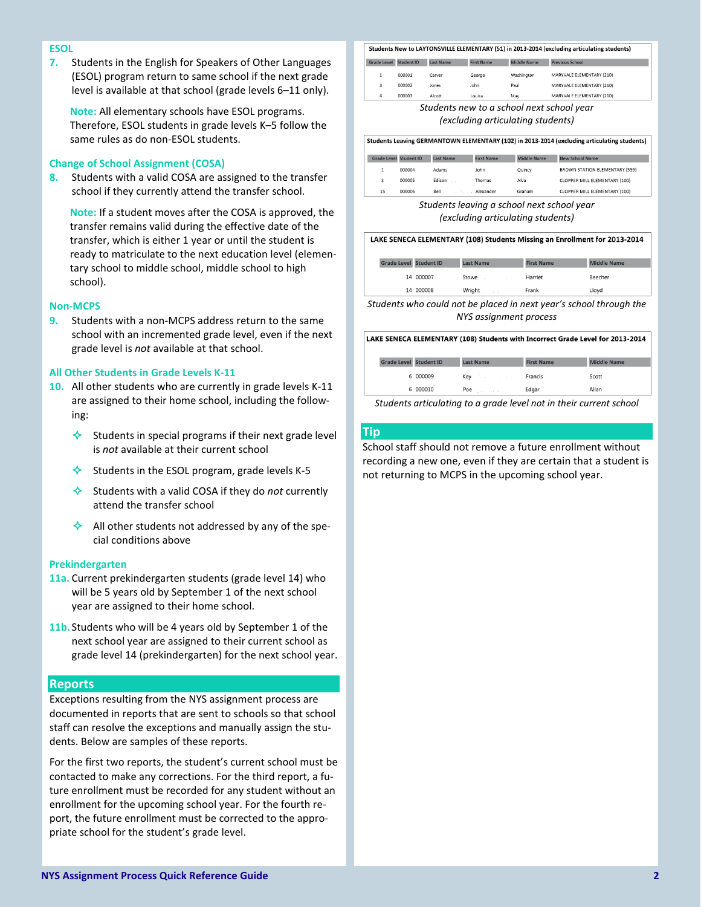### ESOL

7. Students in the English for Speakers of Other Languages (ESOL) program return to same school if the next grade level is available at that school (grade levels 6–11 only).

   **Note:** All elementary schools have ESOL programs. Therefore, ESOL students in grade levels K–5 follow the same rules as do non-ESOL students.

### Change of School Assignment (COSA)

8. Students with a valid COSA are assigned to the transfer school if they currently attend the transfer school.

   **Note:** If a student moves after the COSA is approved, the transfer remains valid during the effective date of the transfer, which is either 1 year or until the student is ready to matriculate to the next education level (elementary school to middle school, middle school to high school).

### Non-MCPS

9. Students with a non-MCPS address return to the same school with an incremented grade level, even if the next grade level is *not* available at that school.

### All Other Students in Grade Levels K-11

10. All other students who are currently in grade levels K-11 are assigned to their home school, including the following:

    - Students in special programs if their next grade level is *not* available at their current school
    - Students in the ESOL program, grade levels K-5
    - Students with a valid COSA if they do *not* currently attend the transfer school
    - All other students not addressed by any of the special conditions above

### Prekindergarten

11a. Current prekindergarten students (grade level 14) who will be 5 years old by September 1 of the next school year are assigned to their home school.

11b. Students who will be 4 years old by September 1 of the next school year are assigned to their current school as grade level 14 (prekindergarten) for the next school year.

## Reports

Exceptions resulting from the NYS assignment process are documented in reports that are sent to schools so that school staff can resolve the exceptions and manually assign the students. Below are samples of these reports.

For the first two reports, the student's current school must be contacted to make any corrections. For the third report, a future enrollment must be recorded for any student without an enrollment for the upcoming school year. For the fourth report, the future enrollment must be corrected to the appropriate school for the student's grade level.

**Students New to LAYTONSVILLE ELEMENTARY (51) in 2013-2014 (excluding articulating students)**

| Grade Level | Student ID | Last Name | First Name | Middle Name | Previous School |
|---|---|---|---|---|---|
| 1 | 000001 | Carver | George | Washington | MARYVALE ELEMENTARY (210) |
| 3 | 000002 | Jones | John | Paul | MARYVALE ELEMENTARY (210) |
| 4 | 000003 | Alcott | Louisa | May | MARYVALE ELEMENTARY (210) |

*Students new to a school next school year (excluding articulating students)*

**Students Leaving GERMANTOWN ELEMENTARY (102) in 2013-2014 (excluding articulating students)**

| Grade Level | Student ID | Last Name | First Name | Middle Name | New School Name |
|---|---|---|---|---|---|
| 1 | 000004 | Adams | John | Quincy | BROWN STATION ELEMENTARY (559) |
| 3 | 000005 | Edison | Thomas | Alva | CLOPPER MILL ELEMENTARY (100) |
| 15 | 000006 | Bell | Alexander | Graham | CLOPPER MILL ELEMENTARY (100) |

*Students leaving a school next school year (excluding articulating students)*

**LAKE SENECA ELEMENTARY (108) Students Missing an Enrollment for 2013-2014**

| Grade Level | Student ID | Last Name | First Name | Middle Name |
|---|---|---|---|---|
| 14 | 000007 | Stowe | Harriet | Beecher |
| 14 | 000008 | Wright | Frank | Lloyd |

*Students who could not be placed in next year's school through the NYS assignment process*

**LAKE SENECA ELEMENTARY (108) Students with Incorrect Grade Level for 2013-2014**

| Grade Level | Student ID | Last Name | First Name | Middle Name |
|---|---|---|---|---|
| 6 | 000009 | Key | Francis | Scott |
| 6 | 000010 | Poe | Edgar | Allan |

*Students articulating to a grade level not in their current school*

## Tip

School staff should not remove a future enrollment without recording a new one, even if they are certain that a student is not returning to MCPS in the upcoming school year.